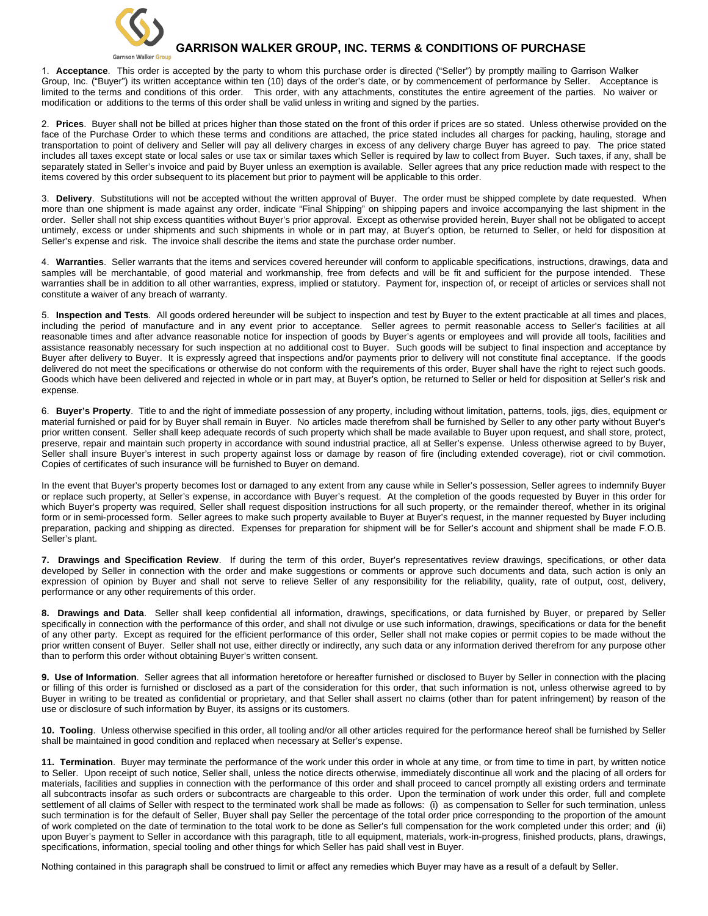# GARRISON WALKER GROUP, INC. TERMS & CONDITIONS OF PURCHASE

1. **Acceptance**. This order is accepted by the party to whom this purchase order is directed ("Seller") by promptly mailing to Garrison Walker Group, Inc. ("Buyer") its written acceptance within ten (10) days of the order's date, or by commencement of performance by Seller. Acceptance is limited to the terms and conditions of this order. This order, with any attachments, constitutes the entire agreement of the parties. No waiver or modification or additions to the terms of this order shall be valid unless in writing and signed by the parties.

2. **Prices**. Buyer shall not be billed at prices higher than those stated on the front of this order if prices are so stated. Unless otherwise provided on the face of the Purchase Order to which these terms and conditions are attached, the price stated includes all charges for packing, hauling, storage and transportation to point of delivery and Seller will pay all delivery charges in excess of any delivery charge Buyer has agreed to pay. The price stated includes all taxes except state or local sales or use tax or similar taxes which Seller is required by law to collect from Buyer. Such taxes, if any, shall be separately stated in Seller's invoice and paid by Buyer unless an exemption is available. Seller agrees that any price reduction made with respect to the items covered by this order subsequent to its placement but prior to payment will be applicable to this order.

3. **Delivery**. Substitutions will not be accepted without the written approval of Buyer. The order must be shipped complete by date requested. When more than one shipment is made against any order, indicate "Final Shipping" on shipping papers and invoice accompanying the last shipment in the order. Seller shall not ship excess quantities without Buyer's prior approval. Except as otherwise provided herein, Buyer shall not be obligated to accept untimely, excess or under shipments and such shipments in whole or in part may, at Buyer's option, be returned to Seller, or held for disposition at Seller's expense and risk. The invoice shall describe the items and state the purchase order number.

4. **Warranties**. Seller warrants that the items and services covered hereunder will conform to applicable specifications, instructions, drawings, data and samples will be merchantable, of good material and workmanship, free from defects and will be fit and sufficient for the purpose intended. These warranties shall be in addition to all other warranties, express, implied or statutory. Payment for, inspection of, or receipt of articles or services shall not constitute a waiver of any breach of warranty.

5. **Inspection and Tests**. All goods ordered hereunder will be subject to inspection and test by Buyer to the extent practicable at all times and places, including the period of manufacture and in any event prior to acceptance. Seller agrees to permit reasonable access to Seller's facilities at all reasonable times and after advance reasonable notice for inspection of goods by Buyer's agents or employees and will provide all tools, facilities and assistance reasonably necessary for such inspection at no additional cost to Buyer. Such goods will be subject to final inspection and acceptance by Buyer after delivery to Buyer. It is expressly agreed that inspections and/or payments prior to delivery will not constitute final acceptance. If the goods delivered do not meet the specifications or otherwise do not conform with the requirements of this order, Buyer shall have the right to reject such goods. Goods which have been delivered and rejected in whole or in part may, at Buyer's option, be returned to Seller or held for disposition at Seller's risk and expense.

6. **Buyer's Property**. Title to and the right of immediate possession of any property, including without limitation, patterns, tools, jigs, dies, equipment or material furnished or paid for by Buyer shall remain in Buyer. No articles made therefrom shall be furnished by Seller to any other party without Buyer's prior written consent. Seller shall keep adequate records of such property which shall be made available to Buyer upon request, and shall store, protect, preserve, repair and maintain such property in accordance with sound industrial practice, all at Seller's expense. Unless otherwise agreed to by Buyer, Seller shall insure Buyer's interest in such property against loss or damage by reason of fire (including extended coverage), riot or civil commotion. Copies of certificates of such insurance will be furnished to Buyer on demand.

In the event that Buyer's property becomes lost or damaged to any extent from any cause while in Seller's possession, Seller agrees to indemnify Buyer or replace such property, at Seller's expense, in accordance with Buyer's request. At the completion of the goods requested by Buyer in this order for which Buyer's property was required, Seller shall request disposition instructions for all such property, or the remainder thereof, whether in its original form or in semi-processed form. Seller agrees to make such property available to Buyer at Buyer's request, in the manner requested by Buyer including preparation, packing and shipping as directed. Expenses for preparation for shipment will be for Seller's account and shipment shall be made F.O.B. Seller's plant.

**7. Drawings and Specification Review**. If during the term of this order, Buyer's representatives review drawings, specifications, or other data developed by Seller in connection with the order and make suggestions or comments or approve such documents and data, such action is only an expression of opinion by Buyer and shall not serve to relieve Seller of any responsibility for the reliability, quality, rate of output, cost, delivery, performance or any other requirements of this order.

**8. Drawings and Data**. Seller shall keep confidential all information, drawings, specifications, or data furnished by Buyer, or prepared by Seller specifically in connection with the performance of this order, and shall not divulge or use such information, drawings, specifications or data for the benefit of any other party. Except as required for the efficient performance of this order, Seller shall not make copies or permit copies to be made without the prior written consent of Buyer. Seller shall not use, either directly or indirectly, any such data or any information derived therefrom for any purpose other than to perform this order without obtaining Buyer's written consent.

**9. Use of Information**. Seller agrees that all information heretofore or hereafter furnished or disclosed to Buyer by Seller in connection with the placing or filling of this order is furnished or disclosed as a part of the consideration for this order, that such information is not, unless otherwise agreed to by Buyer in writing to be treated as confidential or proprietary, and that Seller shall assert no claims (other than for patent infringement) by reason of the use or disclosure of such information by Buyer, its assigns or its customers.

**10. Tooling**. Unless otherwise specified in this order, all tooling and/or all other articles required for the performance hereof shall be furnished by Seller shall be maintained in good condition and replaced when necessary at Seller's expense.

**11. Termination**. Buyer may terminate the performance of the work under this order in whole at any time, or from time to time in part, by written notice to Seller. Upon receipt of such notice, Seller shall, unless the notice directs otherwise, immediately discontinue all work and the placing of all orders for materials, facilities and supplies in connection with the performance of this order and shall proceed to cancel promptly all existing orders and terminate all subcontracts insofar as such orders or subcontracts are chargeable to this order. Upon the termination of work under this order, full and complete settlement of all claims of Seller with respect to the terminated work shall be made as follows: (i) as compensation to Seller for such termination, unless such termination is for the default of Seller, Buyer shall pay Seller the percentage of the total order price corresponding to the proportion of the amount of work completed on the date of termination to the total work to be done as Seller's full compensation for the work completed under this order; and (ii) upon Buyer's payment to Seller in accordance with this paragraph, title to all equipment, materials, work-in-progress, finished products, plans, drawings, specifications, information, special tooling and other things for which Seller has paid shall vest in Buyer.

Nothing contained in this paragraph shall be construed to limit or affect any remedies which Buyer may have as a result of a default by Seller.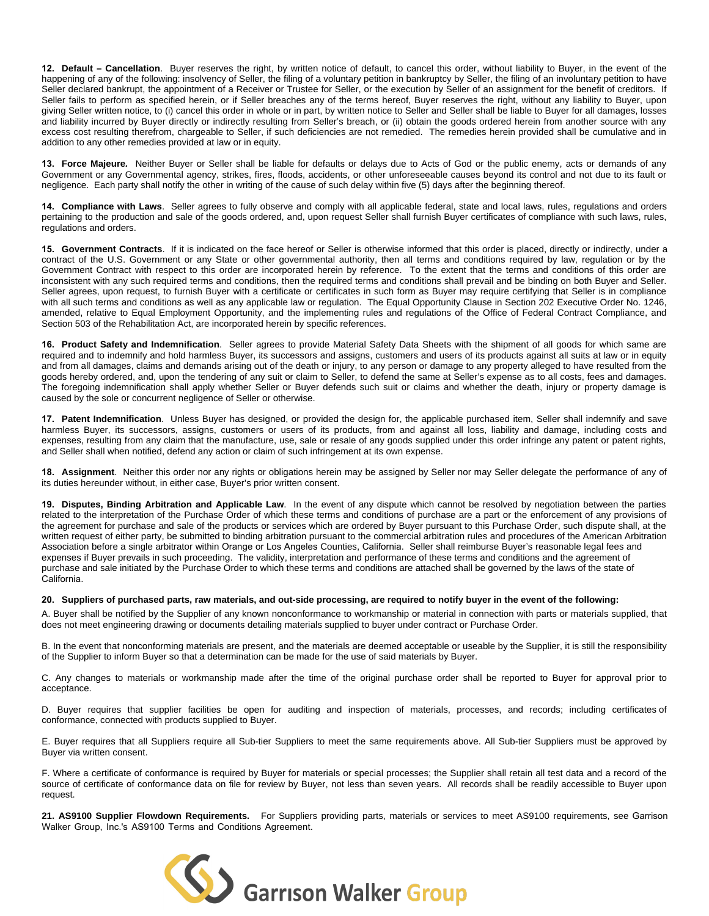**12. Default – Cancellation**. Buyer reserves the right, by written notice of default, to cancel this order, without liability to Buyer, in the event of the happening of any of the following: insolvency of Seller, the filing of a voluntary petition in bankruptcy by Seller, the filing of an involuntary petition to have Seller declared bankrupt, the appointment of a Receiver or Trustee for Seller, or the execution by Seller of an assignment for the benefit of creditors. If Seller fails to perform as specified herein, or if Seller breaches any of the terms hereof, Buyer reserves the right, without any liability to Buyer, upon giving Seller written notice, to (i) cancel this order in whole or in part, by written notice to Seller and Seller shall be liable to Buyer for all damages, losses and liability incurred by Buyer directly or indirectly resulting from Seller's breach, or (ii) obtain the goods ordered herein from another source with any excess cost resulting therefrom, chargeable to Seller, if such deficiencies are not remedied. The remedies herein provided shall be cumulative and in addition to any other remedies provided at law or in equity.

**13. Force Majeure.** Neither Buyer or Seller shall be liable for defaults or delays due to Acts of God or the public enemy, acts or demands of any Government or any Governmental agency, strikes, fires, floods, accidents, or other unforeseeable causes beyond its control and not due to its fault or negligence. Each party shall notify the other in writing of the cause of such delay within five (5) days after the beginning thereof.

**14. Compliance with Laws**. Seller agrees to fully observe and comply with all applicable federal, state and local laws, rules, regulations and orders pertaining to the production and sale of the goods ordered, and, upon request Seller shall furnish Buyer certificates of compliance with such laws, rules, regulations and orders.

**15. Government Contracts**. If it is indicated on the face hereof or Seller is otherwise informed that this order is placed, directly or indirectly, under a contract of the U.S. Government or any State or other governmental authority, then all terms and conditions required by law, regulation or by the Government Contract with respect to this order are incorporated herein by reference. To the extent that the terms and conditions of this order are inconsistent with any such required terms and conditions, then the required terms and conditions shall prevail and be binding on both Buyer and Seller. Seller agrees, upon request, to furnish Buyer with a certificate or certificates in such form as Buyer may require certifying that Seller is in compliance with all such terms and conditions as well as any applicable law or regulation. The Equal Opportunity Clause in Section 202 Executive Order No. 1246, amended, relative to Equal Employment Opportunity, and the implementing rules and regulations of the Office of Federal Contract Compliance, and Section 503 of the Rehabilitation Act, are incorporated herein by specific references.

**16. Product Safety and Indemnification**. Seller agrees to provide Material Safety Data Sheets with the shipment of all goods for which same are required and to indemnify and hold harmless Buyer, its successors and assigns, customers and users of its products against all suits at law or in equity and from all damages, claims and demands arising out of the death or injury, to any person or damage to any property alleged to have resulted from the goods hereby ordered, and, upon the tendering of any suit or claim to Seller, to defend the same at Seller's expense as to all costs, fees and damages. The foregoing indemnification shall apply whether Seller or Buyer defends such suit or claims and whether the death, injury or property damage is caused by the sole or concurrent negligence of Seller or otherwise.

**17. Patent Indemnification**. Unless Buyer has designed, or provided the design for, the applicable purchased item, Seller shall indemnify and save harmless Buyer, its successors, assigns, customers or users of its products, from and against all loss, liability and damage, including costs and expenses, resulting from any claim that the manufacture, use, sale or resale of any goods supplied under this order infringe any patent or patent rights, and Seller shall when notified, defend any action or claim of such infringement at its own expense.

**18. Assignment**. Neither this order nor any rights or obligations herein may be assigned by Seller nor may Seller delegate the performance of any of its duties hereunder without, in either case, Buyer's prior written consent.

**19. Disputes, Binding Arbitration and Applicable Law**. In the event of any dispute which cannot be resolved by negotiation between the parties related to the interpretation of the Purchase Order of which these terms and conditions of purchase are a part or the enforcement of any provisions of the agreement for purchase and sale of the products or services which are ordered by Buyer pursuant to this Purchase Order, such dispute shall, at the written request of either party, be submitted to binding arbitration pursuant to the commercial arbitration rules and procedures of the American Arbitration Association before a single arbitrator within Orange or Los Angeles Counties, California. Seller shall reimburse Buyer's reasonable legal fees and expenses if Buyer prevails in such proceeding. The validity, interpretation and performance of these terms and conditions and the agreement of purchase and sale initiated by the Purchase Order to which these terms and conditions are attached shall be governed by the laws of the state of California.

**20. Suppliers of purchased parts, raw materials, and out-side processing, are required to notify buyer in the event of the following:**

A. Buyer shall be notified by the Supplier of any known nonconformance to workmanship or material in connection with parts or materials supplied, that does not meet engineering drawing or documents detailing materials supplied to buyer under contract or Purchase Order.

B. In the event that nonconforming materials are present, and the materials are deemed acceptable or useable by the Supplier, it is still the responsibility of the Supplier to inform Buyer so that a determination can be made for the use of said materials by Buyer.

C. Any changes to materials or workmanship made after the time of the original purchase order shall be reported to Buyer for approval prior to acceptance.

D. Buyer requires that supplier facilities be open for auditing and inspection of materials, processes, and records; including certificates of conformance, connected with products supplied to Buyer.

E. Buyer requires that all Suppliers require all Sub-tier Suppliers to meet the same requirements above. All Sub-tier Suppliers must be approved by Buyer via written consent.

F. Where a certificate of conformance is required by Buyer for materials or special processes; the Supplier shall retain all test data and a record of the source of certificate of conformance data on file for review by Buyer, not less than seven years. All records shall be readily accessible to Buyer upon request.

**21. AS9100 Supplier Flowdown Requirements.** For Suppliers providing parts, materials or services to meet AS9100 requirements, see Garrison Walker Group, Inc.'s AS9100 Terms and Conditions Agreement.

Garrison Walker Group